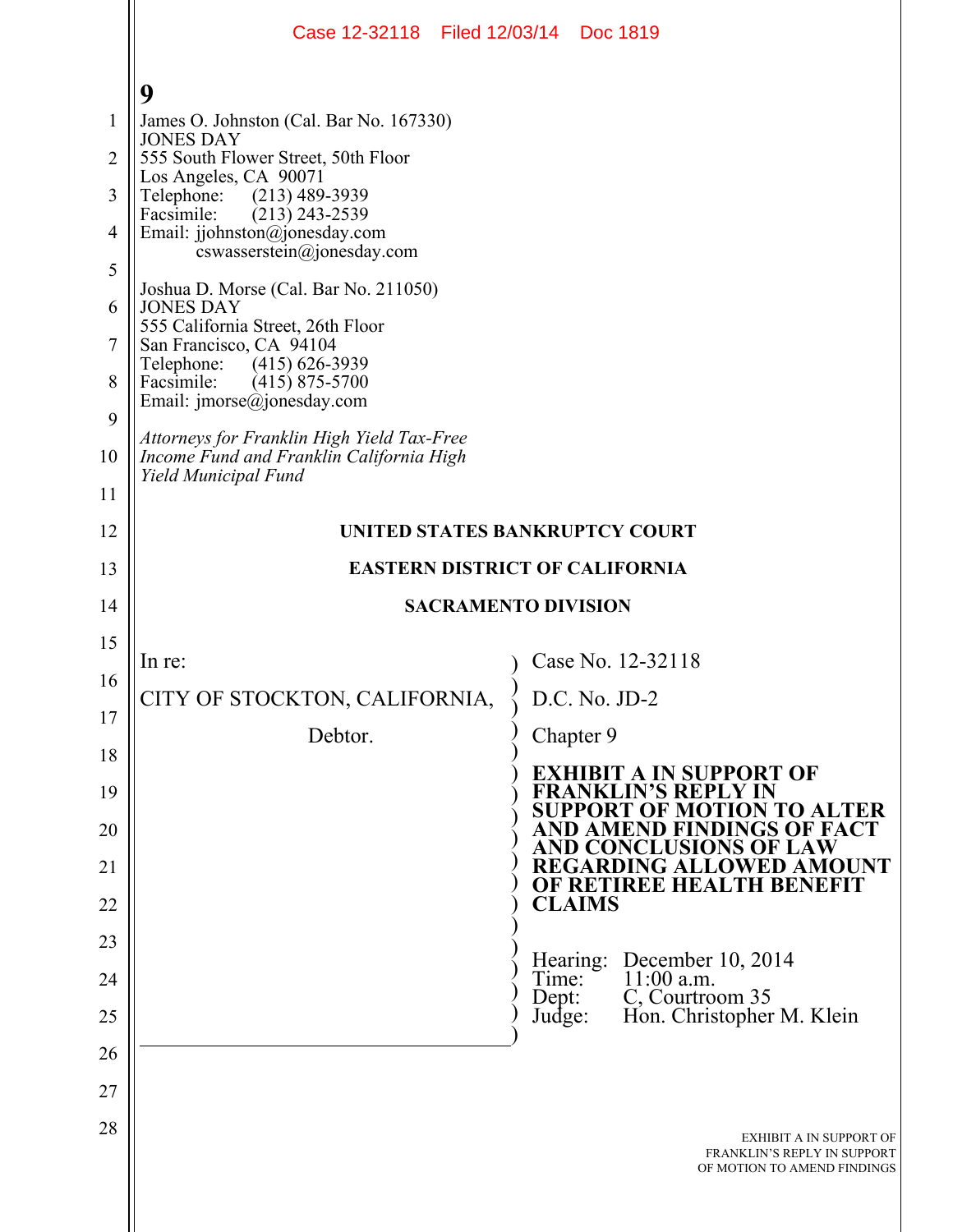James O. Johnston (Cal. Bar No. 167330)
JONES DAY
555 South Flower Street, 50th Floor
Los Angeles, CA 90071
Telephone: (213) 489-3939
Facsimile: (213) 243-2539
Email: jjohnston@jonesday.com
cswasserstein@jonesday.com

Joshua D. Morse (Cal. Bar No. 211050)
JONES DAY
555 California Street, 26th Floor
San Francisco, CA 94104
Telephone: (415) 626-3939
Facsimile: (415) 875-5700
Email: jmorse@jonesday.com

*Attorneys for Franklin High Yield Tax-Free Income Fund and Franklin California High Yield Municipal Fund*

**UNITED STATES BANKRUPTCY COURT**

**EASTERN DISTRICT OF CALIFORNIA**

**SACRAMENTO DIVISION**

| | |
|---|---|
| In re: | Case No. 12-32118 |
| CITY OF STOCKTON, CALIFORNIA, | D.C. No. JD-2 |
| Debtor. | Chapter 9 |
| | **EXHIBIT A IN SUPPORT OF FRANKLIN'S REPLY IN SUPPORT OF MOTION TO ALTER AND AMEND FINDINGS OF FACT AND CONCLUSIONS OF LAW REGARDING ALLOWED AMOUNT OF RETIREE HEALTH BENEFIT CLAIMS** |
| | Hearing: December 10, 2014<br>Time: 11:00 a.m.<br>Dept: C, Courtroom 35<br>Judge: Hon. Christopher M. Klein |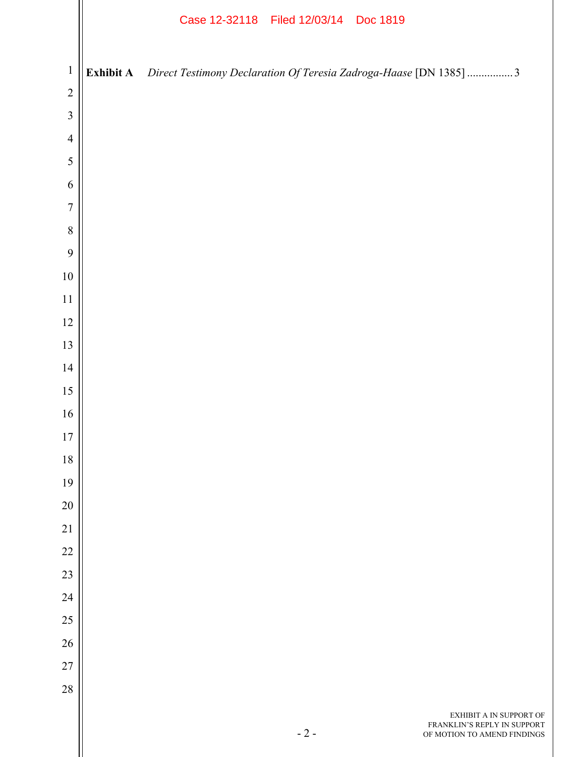**Exhibit A** *Direct Testimony Declaration Of Teresia Zadroga-Haase* [DN 1385] ................ 3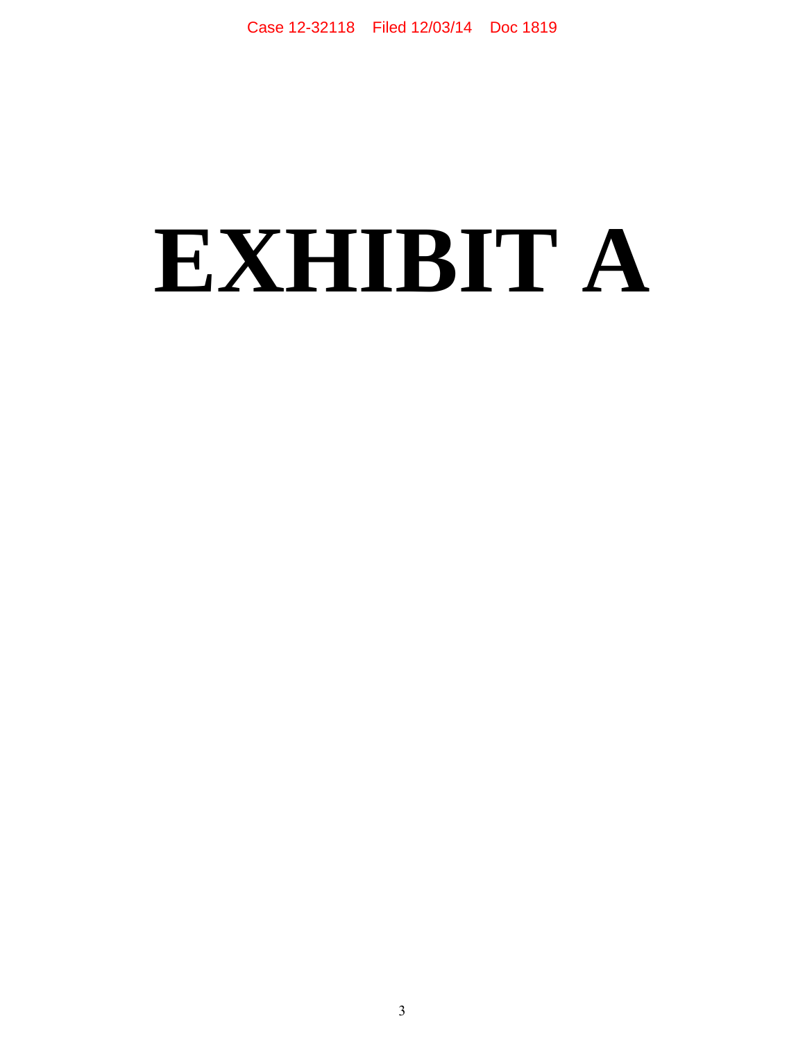# EXHIBIT A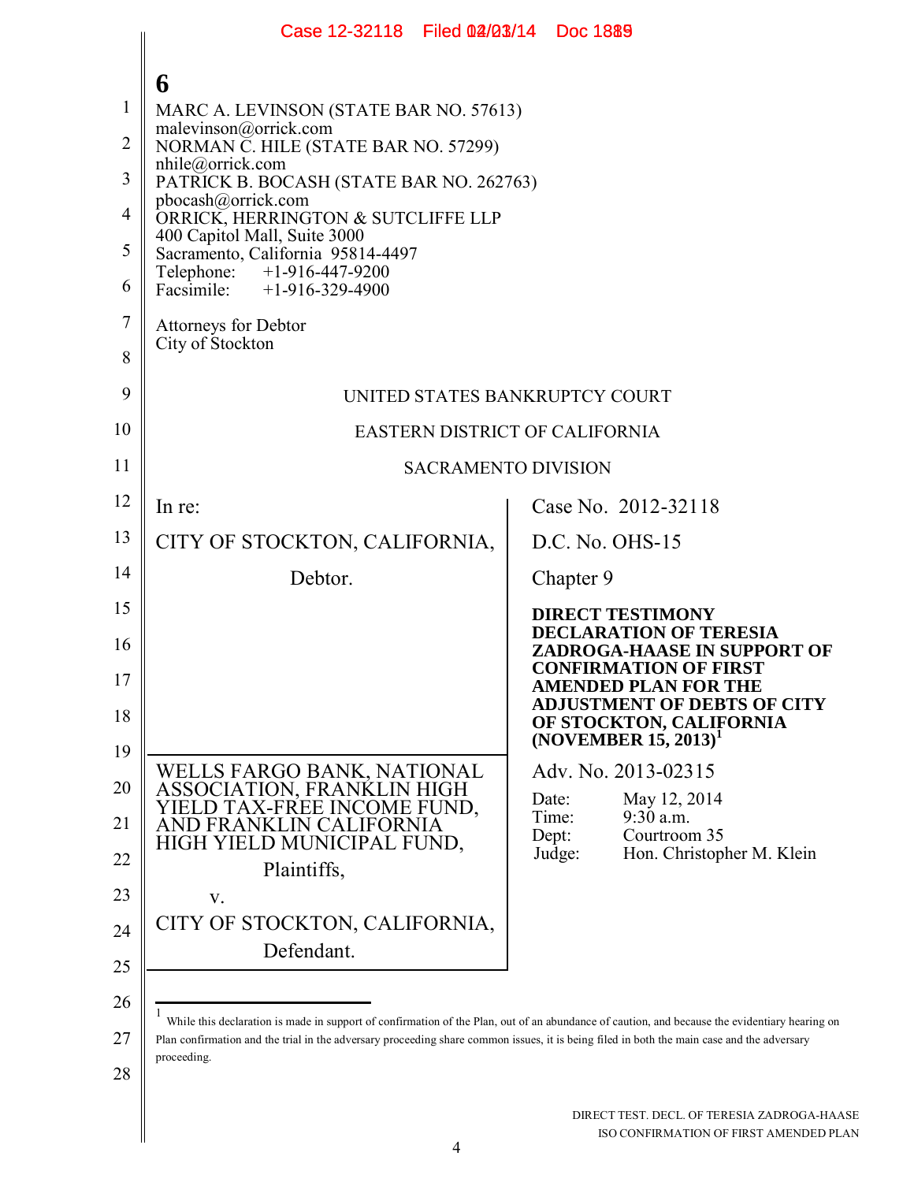**6**

MARC A. LEVINSON (STATE BAR NO. 57613)
malevinson@orrick.com
NORMAN C. HILE (STATE BAR NO. 57299)
nhile@orrick.com
PATRICK B. BOCASH (STATE BAR NO. 262763)
pbocash@orrick.com
ORRICK, HERRINGTON & SUTCLIFFE LLP
400 Capitol Mall, Suite 3000
Sacramento, California 95814-4497
Telephone: +1-916-447-9200
Facsimile: +1-916-329-4900

Attorneys for Debtor
City of Stockton

UNITED STATES BANKRUPTCY COURT

EASTERN DISTRICT OF CALIFORNIA

SACRAMENTO DIVISION

| | |
|---|---|
| In re:<br><br>CITY OF STOCKTON, CALIFORNIA,<br><br>Debtor. | Case No. 2012-32118<br><br>D.C. No. OHS-15<br><br>Chapter 9<br><br>**DIRECT TESTIMONY DECLARATION OF TERESIA ZADROGA-HAASE IN SUPPORT OF CONFIRMATION OF FIRST AMENDED PLAN FOR THE ADJUSTMENT OF DEBTS OF CITY OF STOCKTON, CALIFORNIA (NOVEMBER 15, 2013)**[1] |
| WELLS FARGO BANK, NATIONAL ASSOCIATION, FRANKLIN HIGH YIELD TAX-FREE INCOME FUND, AND FRANKLIN CALIFORNIA HIGH YIELD MUNICIPAL FUND,<br><br>Plaintiffs,<br><br>v.<br><br>CITY OF STOCKTON, CALIFORNIA,<br><br>Defendant. | Adv. No. 2013-02315<br><br>Date: May 12, 2014<br>Time: 9:30 a.m.<br>Dept: Courtroom 35<br>Judge: Hon. Christopher M. Klein |

[1] While this declaration is made in support of confirmation of the Plan, out of an abundance of caution, and because the evidentiary hearing on Plan confirmation and the trial in the adversary proceeding share common issues, it is being filed in both the main case and the adversary proceeding.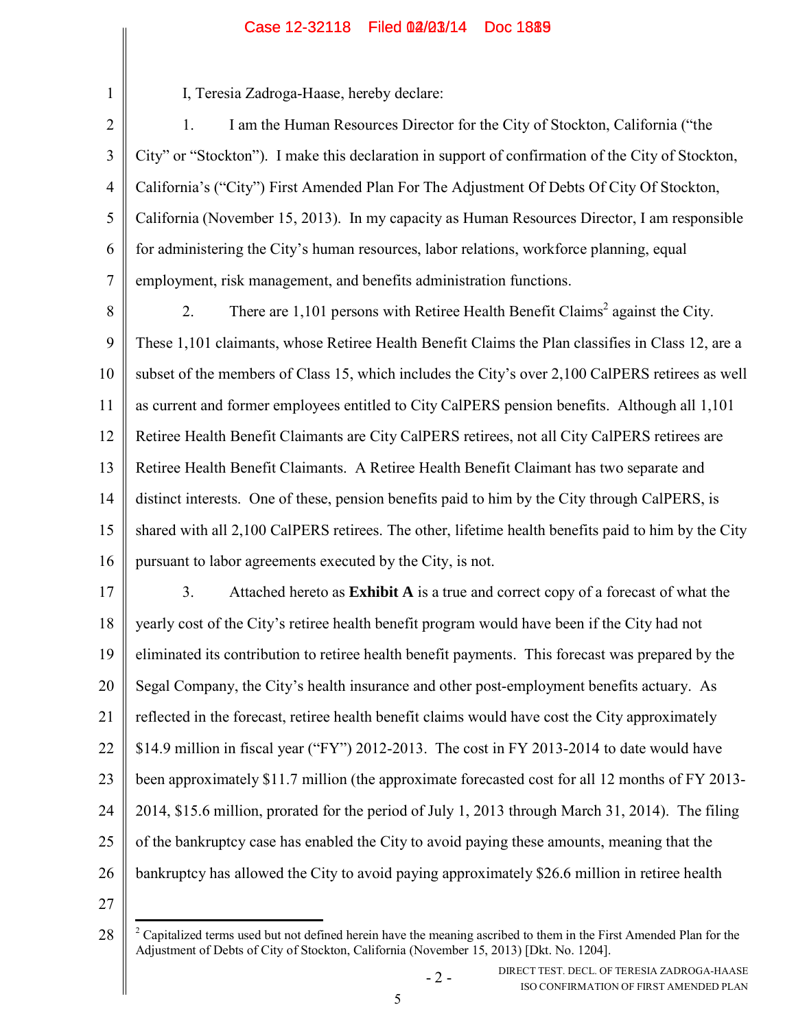I, Teresia Zadroga-Haase, hereby declare:

1. I am the Human Resources Director for the City of Stockton, California ("the City" or "Stockton"). I make this declaration in support of confirmation of the City of Stockton, California's ("City") First Amended Plan For The Adjustment Of Debts Of City Of Stockton, California (November 15, 2013). In my capacity as Human Resources Director, I am responsible for administering the City's human resources, labor relations, workforce planning, equal employment, risk management, and benefits administration functions.

2. There are 1,101 persons with Retiree Health Benefit Claims[2] against the City. These 1,101 claimants, whose Retiree Health Benefit Claims the Plan classifies in Class 12, are a subset of the members of Class 15, which includes the City's over 2,100 CalPERS retirees as well as current and former employees entitled to City CalPERS pension benefits. Although all 1,101 Retiree Health Benefit Claimants are City CalPERS retirees, not all City CalPERS retirees are Retiree Health Benefit Claimants. A Retiree Health Benefit Claimant has two separate and distinct interests. One of these, pension benefits paid to him by the City through CalPERS, is shared with all 2,100 CalPERS retirees. The other, lifetime health benefits paid to him by the City pursuant to labor agreements executed by the City, is not.

3. Attached hereto as **Exhibit A** is a true and correct copy of a forecast of what the yearly cost of the City's retiree health benefit program would have been if the City had not eliminated its contribution to retiree health benefit payments. This forecast was prepared by the Segal Company, the City's health insurance and other post-employment benefits actuary. As reflected in the forecast, retiree health benefit claims would have cost the City approximately $14.9 million in fiscal year ("FY") 2012-2013. The cost in FY 2013-2014 to date would have been approximately $11.7 million (the approximate forecasted cost for all 12 months of FY 2013-2014, $15.6 million, prorated for the period of July 1, 2013 through March 31, 2014). The filing of the bankruptcy case has enabled the City to avoid paying these amounts, meaning that the bankruptcy has allowed the City to avoid paying approximately $26.6 million in retiree health

---

[2] Capitalized terms used but not defined herein have the meaning ascribed to them in the First Amended Plan for the Adjustment of Debts of City of Stockton, California (November 15, 2013) [Dkt. No. 1204].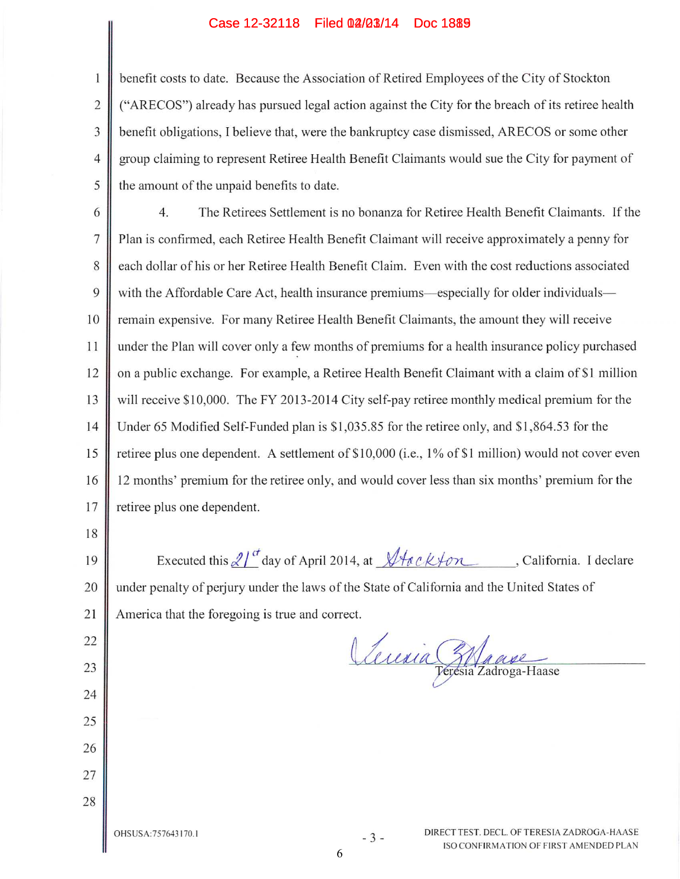benefit costs to date. Because the Association of Retired Employees of the City of Stockton ("ARECOS") already has pursued legal action against the City for the breach of its retiree health benefit obligations, I believe that, were the bankruptcy case dismissed, ARECOS or some other group claiming to represent Retiree Health Benefit Claimants would sue the City for payment of the amount of the unpaid benefits to date.

4. The Retirees Settlement is no bonanza for Retiree Health Benefit Claimants. If the Plan is confirmed, each Retiree Health Benefit Claimant will receive approximately a penny for each dollar of his or her Retiree Health Benefit Claim. Even with the cost reductions associated with the Affordable Care Act, health insurance premiums—especially for older individuals—remain expensive. For many Retiree Health Benefit Claimants, the amount they will receive under the Plan will cover only a few months of premiums for a health insurance policy purchased on a public exchange. For example, a Retiree Health Benefit Claimant with a claim of $1 million will receive $10,000. The FY 2013-2014 City self-pay retiree monthly medical premium for the Under 65 Modified Self-Funded plan is $1,035.85 for the retiree only, and $1,864.53 for the retiree plus one dependent. A settlement of $10,000 (i.e., 1% of $1 million) would not cover even 12 months' premium for the retiree only, and would cover less than six months' premium for the retiree plus one dependent.

Executed this 21st day of April 2014, at Stockton, California. I declare under penalty of perjury under the laws of the State of California and the United States of America that the foregoing is true and correct.

Teresia Zadroga-Haase

OHSUSA:757643170.1

DIRECT TEST. DECL. OF TERESIA ZADROGA-HAASE ISO CONFIRMATION OF FIRST AMENDED PLAN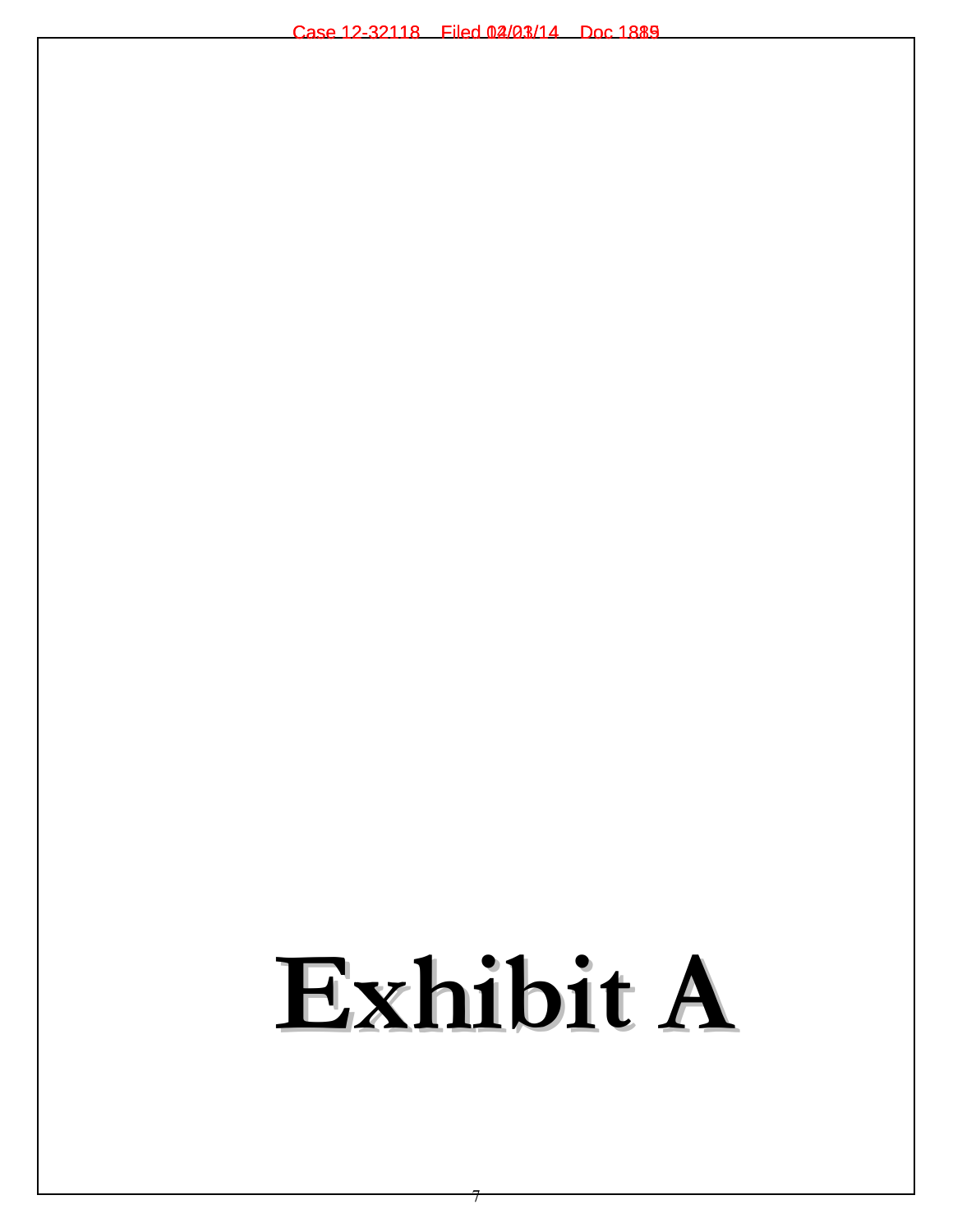# Exhibit A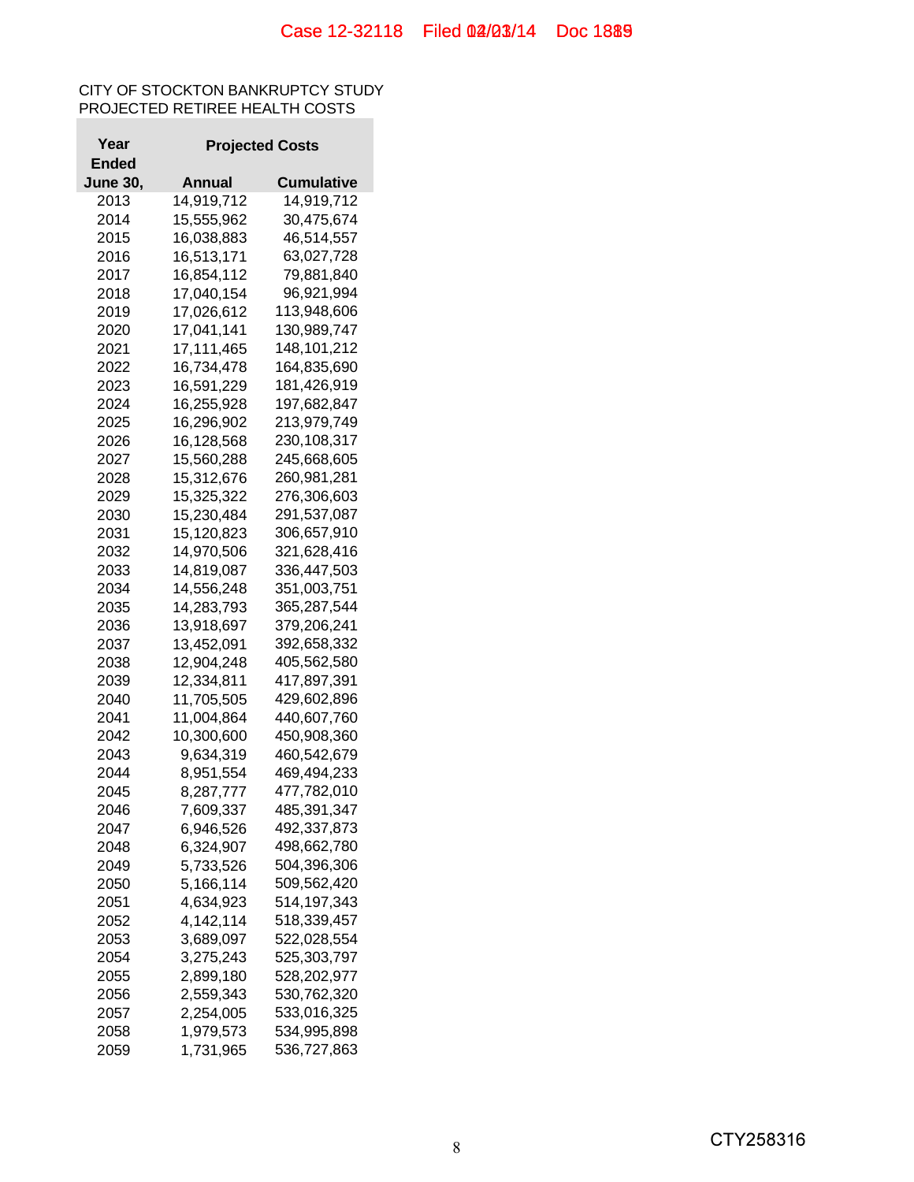CITY OF STOCKTON BANKRUPTCY STUDY
PROJECTED RETIREE HEALTH COSTS

| Year Ended June 30, | Projected Costs Annual | Cumulative |
|---|---|---|
| 2013 | 14,919,712 | 14,919,712 |
| 2014 | 15,555,962 | 30,475,674 |
| 2015 | 16,038,883 | 46,514,557 |
| 2016 | 16,513,171 | 63,027,728 |
| 2017 | 16,854,112 | 79,881,840 |
| 2018 | 17,040,154 | 96,921,994 |
| 2019 | 17,026,612 | 113,948,606 |
| 2020 | 17,041,141 | 130,989,747 |
| 2021 | 17,111,465 | 148,101,212 |
| 2022 | 16,734,478 | 164,835,690 |
| 2023 | 16,591,229 | 181,426,919 |
| 2024 | 16,255,928 | 197,682,847 |
| 2025 | 16,296,902 | 213,979,749 |
| 2026 | 16,128,568 | 230,108,317 |
| 2027 | 15,560,288 | 245,668,605 |
| 2028 | 15,312,676 | 260,981,281 |
| 2029 | 15,325,322 | 276,306,603 |
| 2030 | 15,230,484 | 291,537,087 |
| 2031 | 15,120,823 | 306,657,910 |
| 2032 | 14,970,506 | 321,628,416 |
| 2033 | 14,819,087 | 336,447,503 |
| 2034 | 14,556,248 | 351,003,751 |
| 2035 | 14,283,793 | 365,287,544 |
| 2036 | 13,918,697 | 379,206,241 |
| 2037 | 13,452,091 | 392,658,332 |
| 2038 | 12,904,248 | 405,562,580 |
| 2039 | 12,334,811 | 417,897,391 |
| 2040 | 11,705,505 | 429,602,896 |
| 2041 | 11,004,864 | 440,607,760 |
| 2042 | 10,300,600 | 450,908,360 |
| 2043 | 9,634,319 | 460,542,679 |
| 2044 | 8,951,554 | 469,494,233 |
| 2045 | 8,287,777 | 477,782,010 |
| 2046 | 7,609,337 | 485,391,347 |
| 2047 | 6,946,526 | 492,337,873 |
| 2048 | 6,324,907 | 498,662,780 |
| 2049 | 5,733,526 | 504,396,306 |
| 2050 | 5,166,114 | 509,562,420 |
| 2051 | 4,634,923 | 514,197,343 |
| 2052 | 4,142,114 | 518,339,457 |
| 2053 | 3,689,097 | 522,028,554 |
| 2054 | 3,275,243 | 525,303,797 |
| 2055 | 2,899,180 | 528,202,977 |
| 2056 | 2,559,343 | 530,762,320 |
| 2057 | 2,254,005 | 533,016,325 |
| 2058 | 1,979,573 | 534,995,898 |
| 2059 | 1,731,965 | 536,727,863 |

CTY258316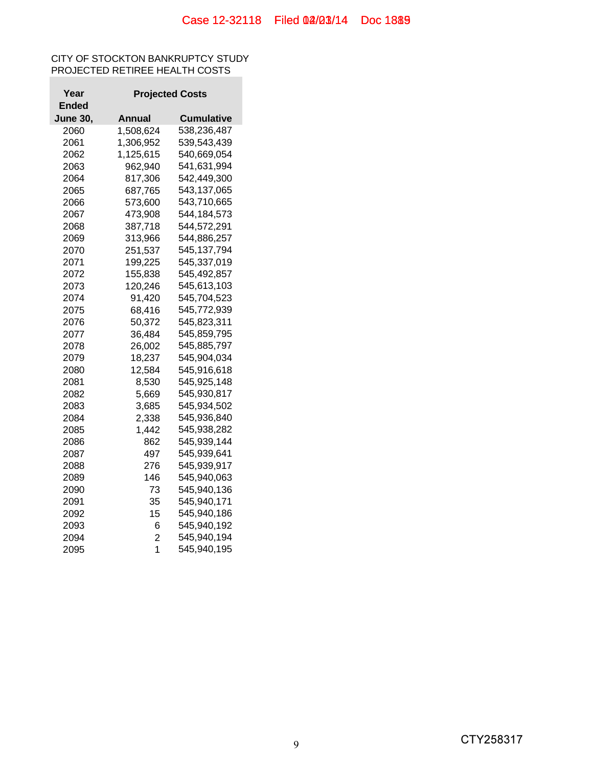CITY OF STOCKTON BANKRUPTCY STUDY
PROJECTED RETIREE HEALTH COSTS

| Year Ended | Projected Costs | |
|---|---|---|
| June 30, | Annual | Cumulative |
| 2060 | 1,508,624 | 538,236,487 |
| 2061 | 1,306,952 | 539,543,439 |
| 2062 | 1,125,615 | 540,669,054 |
| 2063 | 962,940 | 541,631,994 |
| 2064 | 817,306 | 542,449,300 |
| 2065 | 687,765 | 543,137,065 |
| 2066 | 573,600 | 543,710,665 |
| 2067 | 473,908 | 544,184,573 |
| 2068 | 387,718 | 544,572,291 |
| 2069 | 313,966 | 544,886,257 |
| 2070 | 251,537 | 545,137,794 |
| 2071 | 199,225 | 545,337,019 |
| 2072 | 155,838 | 545,492,857 |
| 2073 | 120,246 | 545,613,103 |
| 2074 | 91,420 | 545,704,523 |
| 2075 | 68,416 | 545,772,939 |
| 2076 | 50,372 | 545,823,311 |
| 2077 | 36,484 | 545,859,795 |
| 2078 | 26,002 | 545,885,797 |
| 2079 | 18,237 | 545,904,034 |
| 2080 | 12,584 | 545,916,618 |
| 2081 | 8,530 | 545,925,148 |
| 2082 | 5,669 | 545,930,817 |
| 2083 | 3,685 | 545,934,502 |
| 2084 | 2,338 | 545,936,840 |
| 2085 | 1,442 | 545,938,282 |
| 2086 | 862 | 545,939,144 |
| 2087 | 497 | 545,939,641 |
| 2088 | 276 | 545,939,917 |
| 2089 | 146 | 545,940,063 |
| 2090 | 73 | 545,940,136 |
| 2091 | 35 | 545,940,171 |
| 2092 | 15 | 545,940,186 |
| 2093 | 6 | 545,940,192 |
| 2094 | 2 | 545,940,194 |
| 2095 | 1 | 545,940,195 |

CTY258317